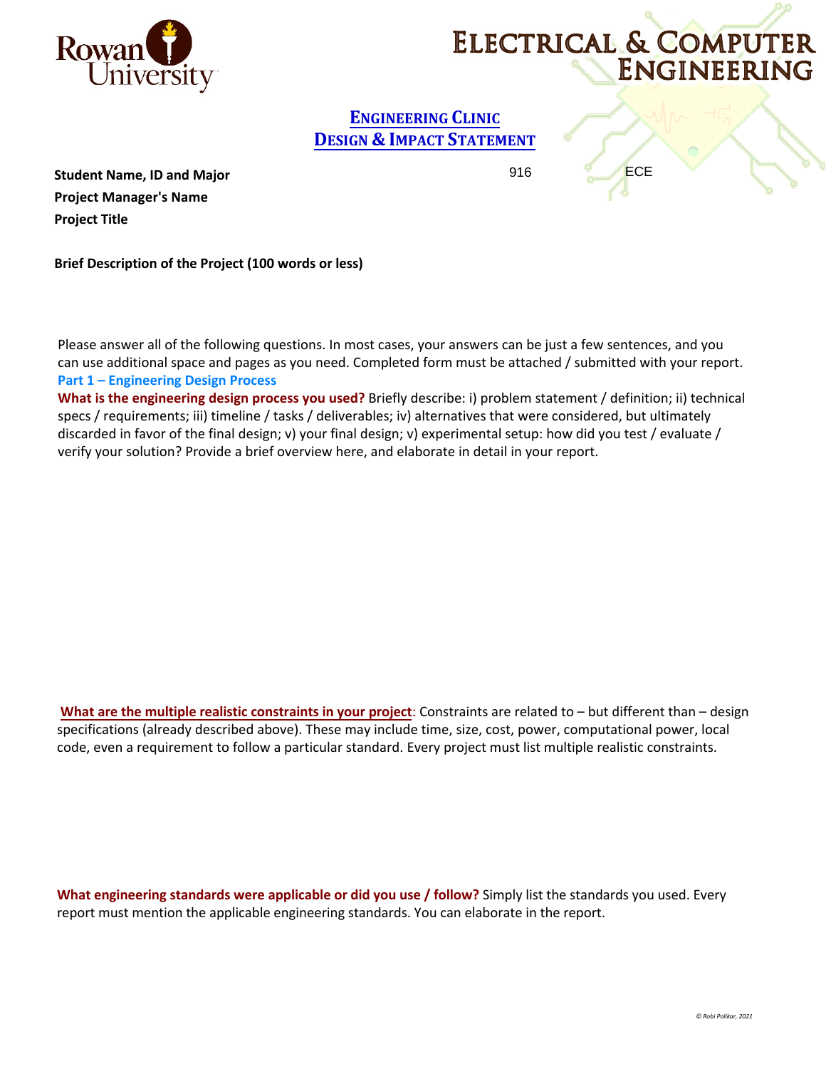Rowan University

# Electrical & Computer Engineering

## Engineering Clinic
## Design & Impact Statement

**Student Name, ID and Major** 916 ECE

**Project Manager's Name**

**Project Title**

**Brief Description of the Project (100 words or less)**

Please answer all of the following questions. In most cases, your answers can be just a few sentences, and you can use additional space and pages as you need. Completed form must be attached / submitted with your report.

**Part 1 – Engineering Design Process**

**What is the engineering design process you used?** Briefly describe: i) problem statement / definition; ii) technical specs / requirements; iii) timeline / tasks / deliverables; iv) alternatives that were considered, but ultimately discarded in favor of the final design; v) your final design; v) experimental setup: how did you test / evaluate / verify your solution? Provide a brief overview here, and elaborate in detail in your report.

**What are the multiple realistic constraints in your project**: Constraints are related to – but different than – design specifications (already described above). These may include time, size, cost, power, computational power, local code, even a requirement to follow a particular standard. Every project must list multiple realistic constraints.

**What engineering standards were applicable or did you use / follow?** Simply list the standards you used. Every report must mention the applicable engineering standards. You can elaborate in the report.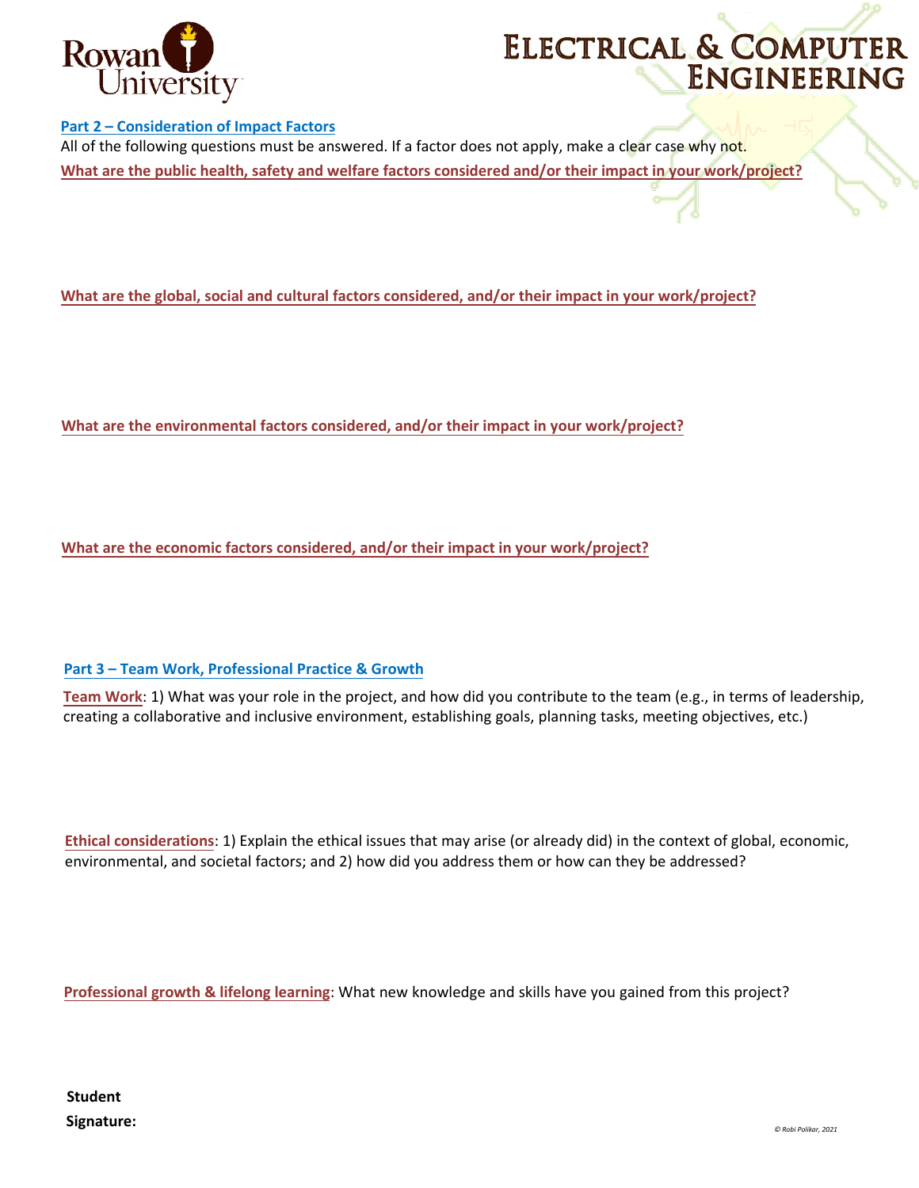## Part 2 – Consideration of Impact Factors

All of the following questions must be answered. If a factor does not apply, make a clear case why not.

**What are the public health, safety and welfare factors considered and/or their impact in your work/project?**

**What are the global, social and cultural factors considered, and/or their impact in your work/project?**

**What are the environmental factors considered, and/or their impact in your work/project?**

**What are the economic factors considered, and/or their impact in your work/project?**

## Part 3 – Team Work, Professional Practice & Growth

**Team Work**: 1) What was your role in the project, and how did you contribute to the team (e.g., in terms of leadership, creating a collaborative and inclusive environment, establishing goals, planning tasks, meeting objectives, etc.)

**Ethical considerations**: 1) Explain the ethical issues that may arise (or already did) in the context of global, economic, environmental, and societal factors; and 2) how did you address them or how can they be addressed?

**Professional growth & lifelong learning**: What new knowledge and skills have you gained from this project?

**Student Signature:**

*© Robi Polikar, 2021*